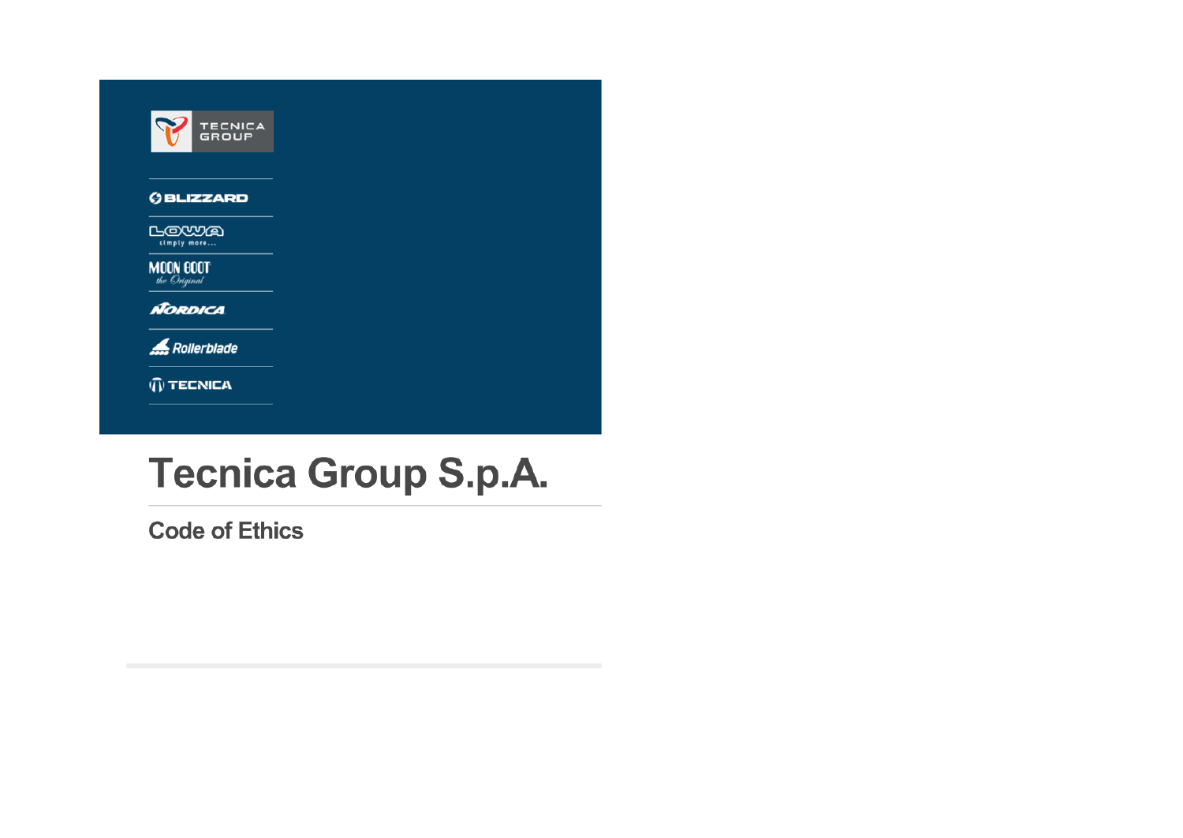TECNICA GROUP

BLIZZARD

LOWA simply more...

MOON BOOT the Original

NORDICA

Rollerblade

TECNICA

# Tecnica Group S.p.A.

## Code of Ethics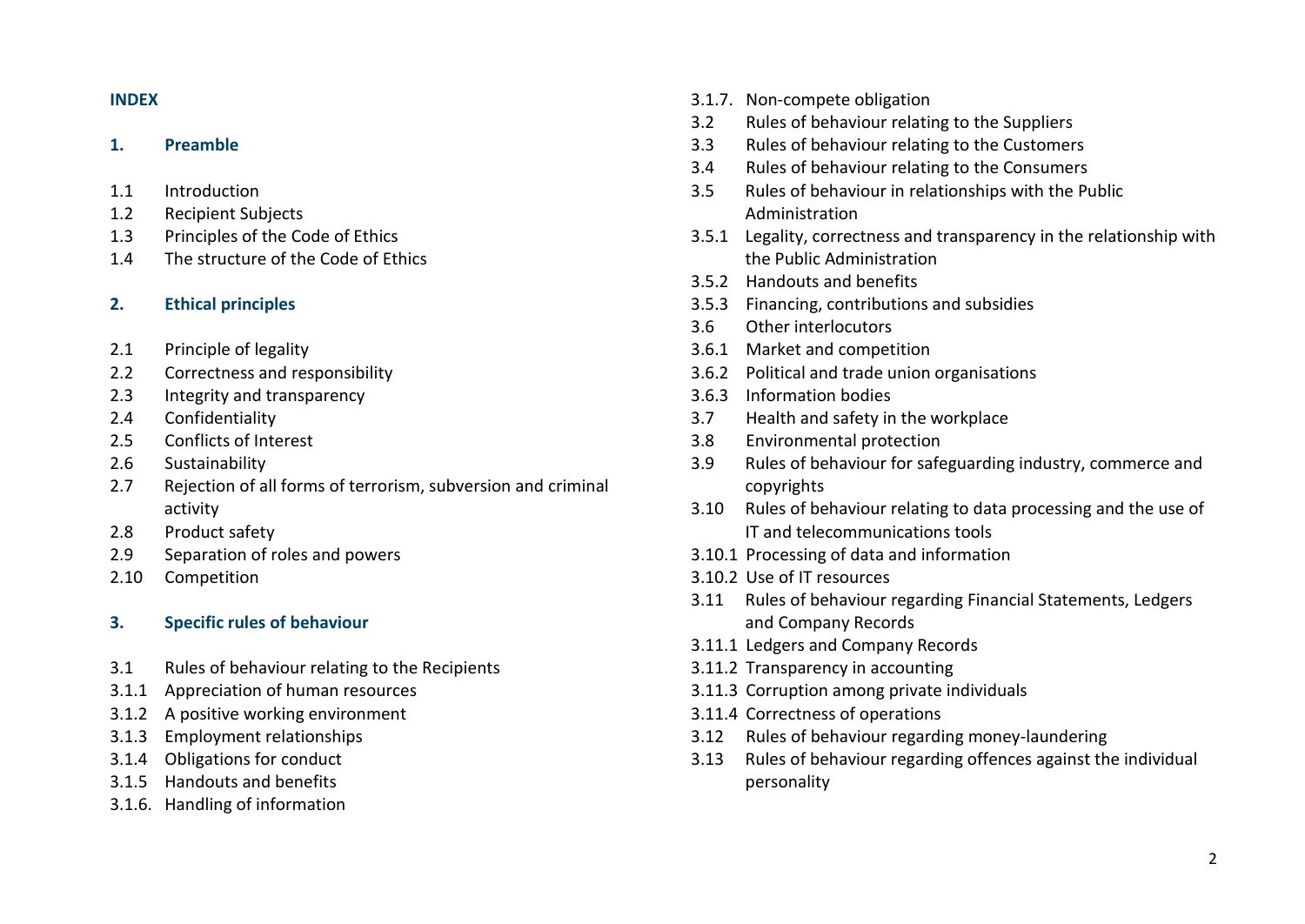**INDEX**

**1. Preamble**

1.1 Introduction
1.2 Recipient Subjects
1.3 Principles of the Code of Ethics
1.4 The structure of the Code of Ethics

**2. Ethical principles**

2.1 Principle of legality
2.2 Correctness and responsibility
2.3 Integrity and transparency
2.4 Confidentiality
2.5 Conflicts of Interest
2.6 Sustainability
2.7 Rejection of all forms of terrorism, subversion and criminal activity
2.8 Product safety
2.9 Separation of roles and powers
2.10 Competition

**3. Specific rules of behaviour**

3.1 Rules of behaviour relating to the Recipients
3.1.1 Appreciation of human resources
3.1.2 A positive working environment
3.1.3 Employment relationships
3.1.4 Obligations for conduct
3.1.5 Handouts and benefits
3.1.6. Handling of information
3.1.7. Non-compete obligation
3.2 Rules of behaviour relating to the Suppliers
3.3 Rules of behaviour relating to the Customers
3.4 Rules of behaviour relating to the Consumers
3.5 Rules of behaviour in relationships with the Public Administration
3.5.1 Legality, correctness and transparency in the relationship with the Public Administration
3.5.2 Handouts and benefits
3.5.3 Financing, contributions and subsidies
3.6 Other interlocutors
3.6.1 Market and competition
3.6.2 Political and trade union organisations
3.6.3 Information bodies
3.7 Health and safety in the workplace
3.8 Environmental protection
3.9 Rules of behaviour for safeguarding industry, commerce and copyrights
3.10 Rules of behaviour relating to data processing and the use of IT and telecommunications tools
3.10.1 Processing of data and information
3.10.2 Use of IT resources
3.11 Rules of behaviour regarding Financial Statements, Ledgers and Company Records
3.11.1 Ledgers and Company Records
3.11.2 Transparency in accounting
3.11.3 Corruption among private individuals
3.11.4 Correctness of operations
3.12 Rules of behaviour regarding money-laundering
3.13 Rules of behaviour regarding offences against the individual personality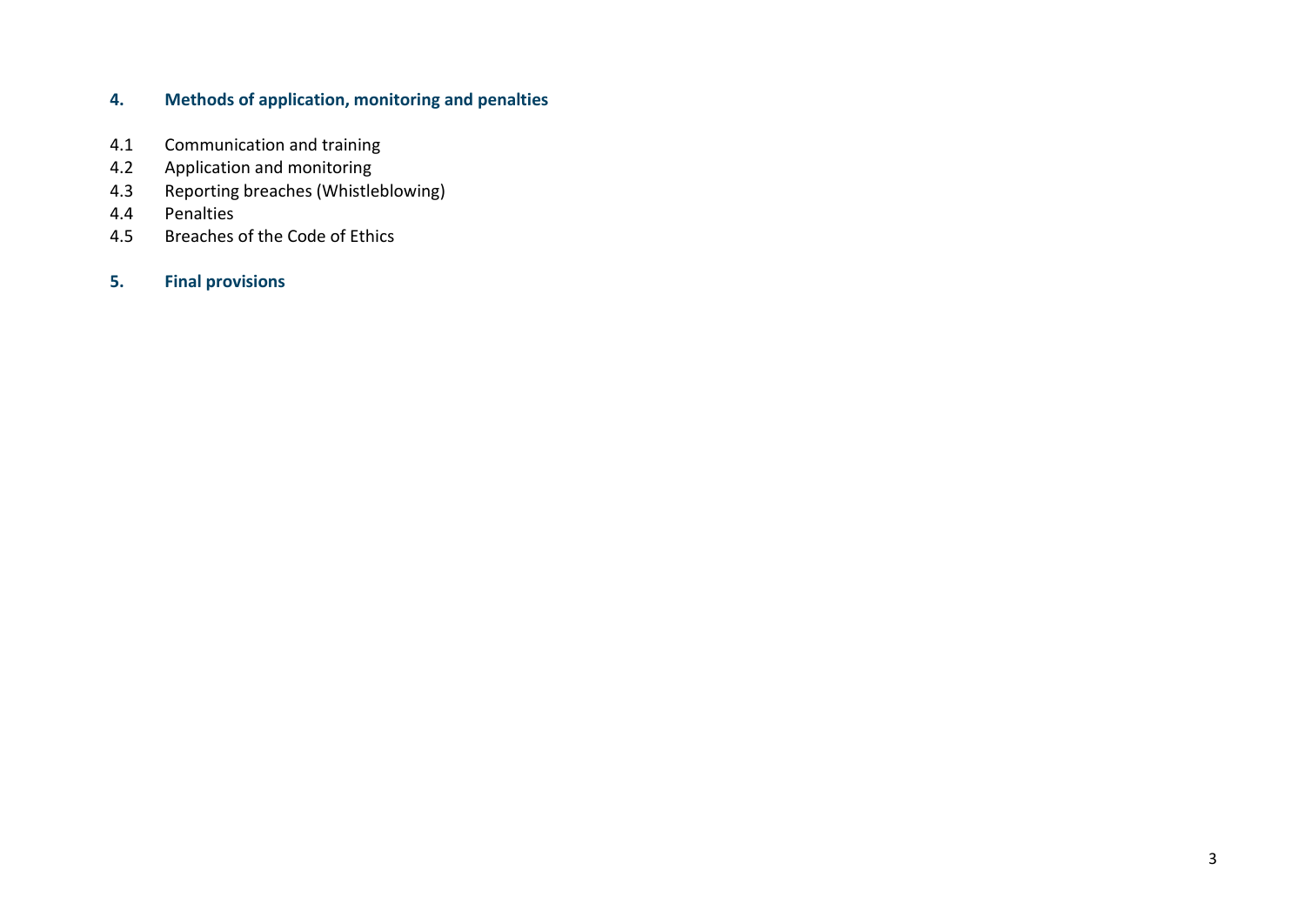**4. Methods of application, monitoring and penalties**

4.1 Communication and training
4.2 Application and monitoring
4.3 Reporting breaches (Whistleblowing)
4.4 Penalties
4.5 Breaches of the Code of Ethics

**5. Final provisions**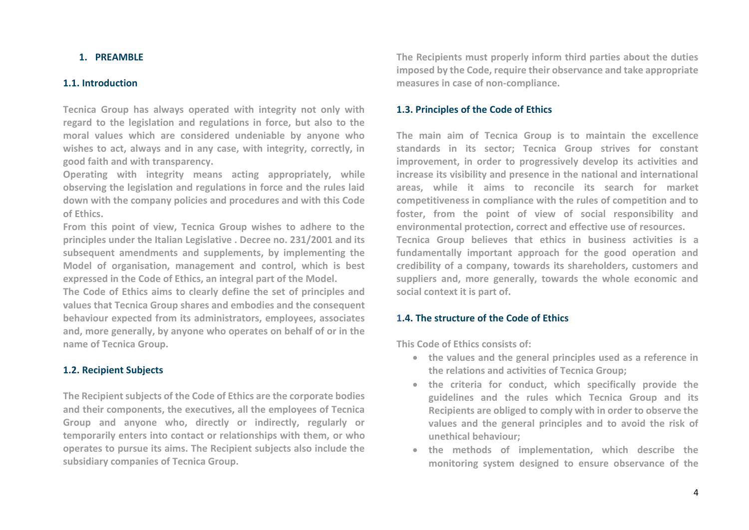# 1. PREAMBLE

## 1.1. Introduction

Tecnica Group has always operated with integrity not only with regard to the legislation and regulations in force, but also to the moral values which are considered undeniable by anyone who wishes to act, always and in any case, with integrity, correctly, in good faith and with transparency.

Operating with integrity means acting appropriately, while observing the legislation and regulations in force and the rules laid down with the company policies and procedures and with this Code of Ethics.

From this point of view, Tecnica Group wishes to adhere to the principles under the Italian Legislative . Decree no. 231/2001 and its subsequent amendments and supplements, by implementing the Model of organisation, management and control, which is best expressed in the Code of Ethics, an integral part of the Model.

The Code of Ethics aims to clearly define the set of principles and values that Tecnica Group shares and embodies and the consequent behaviour expected from its administrators, employees, associates and, more generally, by anyone who operates on behalf of or in the name of Tecnica Group.

## 1.2. Recipient Subjects

The Recipient subjects of the Code of Ethics are the corporate bodies and their components, the executives, all the employees of Tecnica Group and anyone who, directly or indirectly, regularly or temporarily enters into contact or relationships with them, or who operates to pursue its aims. The Recipient subjects also include the subsidiary companies of Tecnica Group.

The Recipients must properly inform third parties about the duties imposed by the Code, require their observance and take appropriate measures in case of non-compliance.

## 1.3. Principles of the Code of Ethics

The main aim of Tecnica Group is to maintain the excellence standards in its sector; Tecnica Group strives for constant improvement, in order to progressively develop its activities and increase its visibility and presence in the national and international areas, while it aims to reconcile its search for market competitiveness in compliance with the rules of competition and to foster, from the point of view of social responsibility and environmental protection, correct and effective use of resources.

Tecnica Group believes that ethics in business activities is a fundamentally important approach for the good operation and credibility of a company, towards its shareholders, customers and suppliers and, more generally, towards the whole economic and social context it is part of.

## 1.4. The structure of the Code of Ethics

This Code of Ethics consists of:

- the values and the general principles used as a reference in the relations and activities of Tecnica Group;
- the criteria for conduct, which specifically provide the guidelines and the rules which Tecnica Group and its Recipients are obliged to comply with in order to observe the values and the general principles and to avoid the risk of unethical behaviour;
- the methods of implementation, which describe the monitoring system designed to ensure observance of the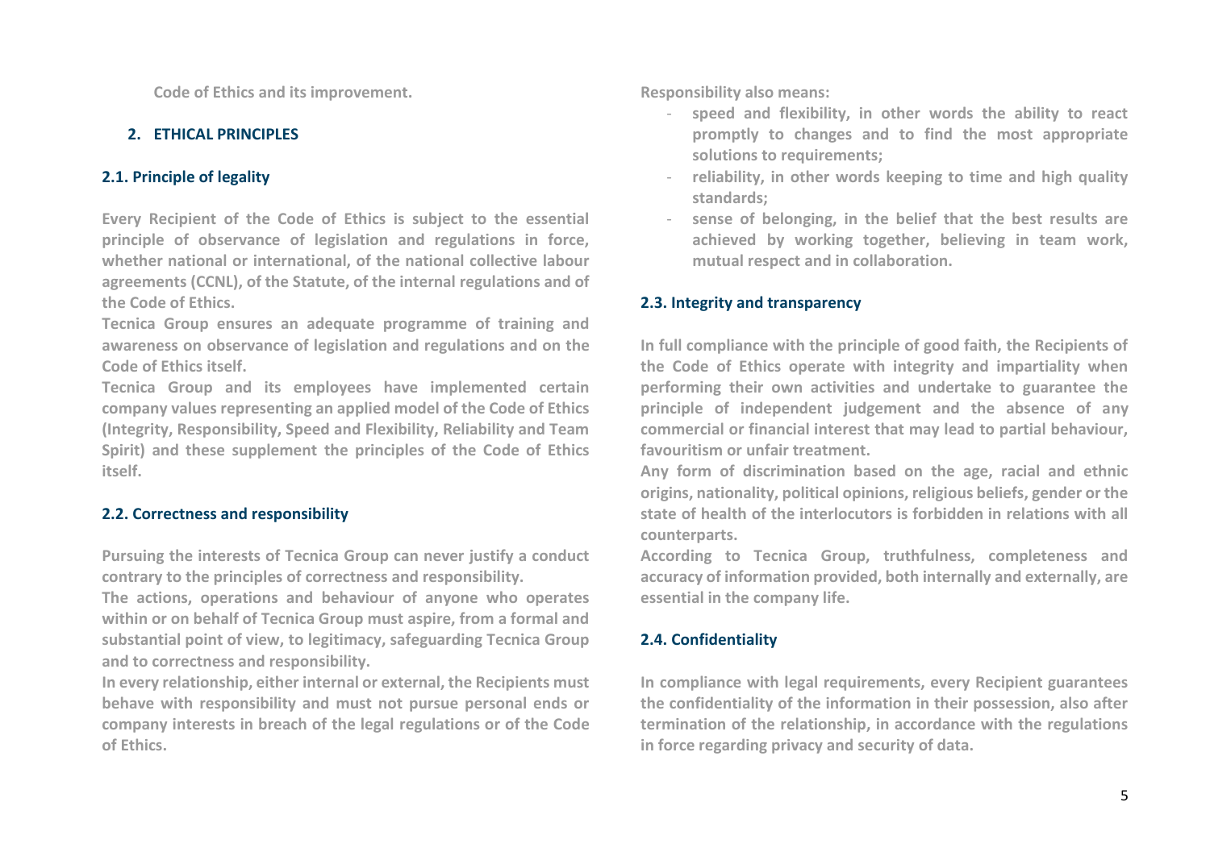Code of Ethics and its improvement.

## 2. ETHICAL PRINCIPLES

### 2.1. Principle of legality

Every Recipient of the Code of Ethics is subject to the essential principle of observance of legislation and regulations in force, whether national or international, of the national collective labour agreements (CCNL), of the Statute, of the internal regulations and of the Code of Ethics.

Tecnica Group ensures an adequate programme of training and awareness on observance of legislation and regulations and on the Code of Ethics itself.

Tecnica Group and its employees have implemented certain company values representing an applied model of the Code of Ethics (Integrity, Responsibility, Speed and Flexibility, Reliability and Team Spirit) and these supplement the principles of the Code of Ethics itself.

### 2.2. Correctness and responsibility

Pursuing the interests of Tecnica Group can never justify a conduct contrary to the principles of correctness and responsibility.

The actions, operations and behaviour of anyone who operates within or on behalf of Tecnica Group must aspire, from a formal and substantial point of view, to legitimacy, safeguarding Tecnica Group and to correctness and responsibility.

In every relationship, either internal or external, the Recipients must behave with responsibility and must not pursue personal ends or company interests in breach of the legal regulations or of the Code of Ethics.

Responsibility also means:

- speed and flexibility, in other words the ability to react promptly to changes and to find the most appropriate solutions to requirements;
- reliability, in other words keeping to time and high quality standards;
- sense of belonging, in the belief that the best results are achieved by working together, believing in team work, mutual respect and in collaboration.

### 2.3. Integrity and transparency

In full compliance with the principle of good faith, the Recipients of the Code of Ethics operate with integrity and impartiality when performing their own activities and undertake to guarantee the principle of independent judgement and the absence of any commercial or financial interest that may lead to partial behaviour, favouritism or unfair treatment.

Any form of discrimination based on the age, racial and ethnic origins, nationality, political opinions, religious beliefs, gender or the state of health of the interlocutors is forbidden in relations with all counterparts.

According to Tecnica Group, truthfulness, completeness and accuracy of information provided, both internally and externally, are essential in the company life.

### 2.4. Confidentiality

In compliance with legal requirements, every Recipient guarantees the confidentiality of the information in their possession, also after termination of the relationship, in accordance with the regulations in force regarding privacy and security of data.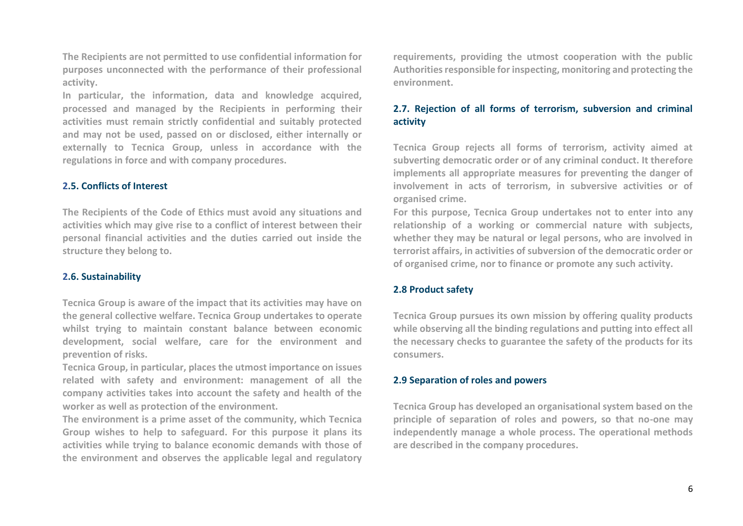The Recipients are not permitted to use confidential information for purposes unconnected with the performance of their professional activity.

In particular, the information, data and knowledge acquired, processed and managed by the Recipients in performing their activities must remain strictly confidential and suitably protected and may not be used, passed on or disclosed, either internally or externally to Tecnica Group, unless in accordance with the regulations in force and with company procedures.

### 2.5. Conflicts of Interest

The Recipients of the Code of Ethics must avoid any situations and activities which may give rise to a conflict of interest between their personal financial activities and the duties carried out inside the structure they belong to.

### 2.6. Sustainability

Tecnica Group is aware of the impact that its activities may have on the general collective welfare. Tecnica Group undertakes to operate whilst trying to maintain constant balance between economic development, social welfare, care for the environment and prevention of risks.

Tecnica Group, in particular, places the utmost importance on issues related with safety and environment: management of all the company activities takes into account the safety and health of the worker as well as protection of the environment.

The environment is a prime asset of the community, which Tecnica Group wishes to help to safeguard. For this purpose it plans its activities while trying to balance economic demands with those of the environment and observes the applicable legal and regulatory requirements, providing the utmost cooperation with the public Authorities responsible for inspecting, monitoring and protecting the environment.

### 2.7. Rejection of all forms of terrorism, subversion and criminal activity

Tecnica Group rejects all forms of terrorism, activity aimed at subverting democratic order or of any criminal conduct. It therefore implements all appropriate measures for preventing the danger of involvement in acts of terrorism, in subversive activities or of organised crime.

For this purpose, Tecnica Group undertakes not to enter into any relationship of a working or commercial nature with subjects, whether they may be natural or legal persons, who are involved in terrorist affairs, in activities of subversion of the democratic order or of organised crime, nor to finance or promote any such activity.

### 2.8 Product safety

Tecnica Group pursues its own mission by offering quality products while observing all the binding regulations and putting into effect all the necessary checks to guarantee the safety of the products for its consumers.

### 2.9 Separation of roles and powers

Tecnica Group has developed an organisational system based on the principle of separation of roles and powers, so that no-one may independently manage a whole process. The operational methods are described in the company procedures.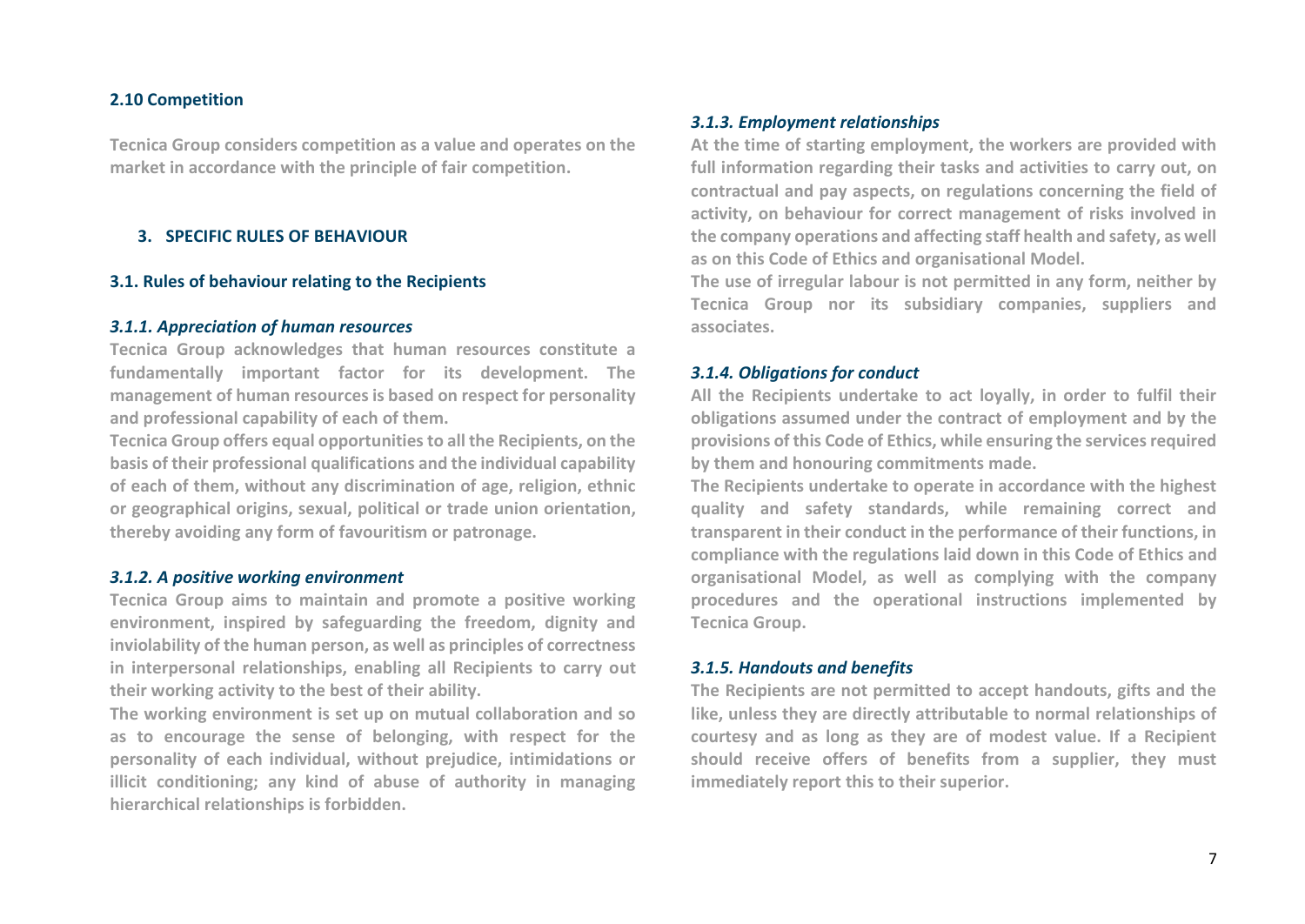## 2.10 Competition

Tecnica Group considers competition as a value and operates on the market in accordance with the principle of fair competition.

# 3. SPECIFIC RULES OF BEHAVIOUR

## 3.1. Rules of behaviour relating to the Recipients

### *3.1.1. Appreciation of human resources*

Tecnica Group acknowledges that human resources constitute a fundamentally important factor for its development. The management of human resources is based on respect for personality and professional capability of each of them.

Tecnica Group offers equal opportunities to all the Recipients, on the basis of their professional qualifications and the individual capability of each of them, without any discrimination of age, religion, ethnic or geographical origins, sexual, political or trade union orientation, thereby avoiding any form of favouritism or patronage.

### *3.1.2. A positive working environment*

Tecnica Group aims to maintain and promote a positive working environment, inspired by safeguarding the freedom, dignity and inviolability of the human person, as well as principles of correctness in interpersonal relationships, enabling all Recipients to carry out their working activity to the best of their ability.

The working environment is set up on mutual collaboration and so as to encourage the sense of belonging, with respect for the personality of each individual, without prejudice, intimidations or illicit conditioning; any kind of abuse of authority in managing hierarchical relationships is forbidden.

### *3.1.3. Employment relationships*

At the time of starting employment, the workers are provided with full information regarding their tasks and activities to carry out, on contractual and pay aspects, on regulations concerning the field of activity, on behaviour for correct management of risks involved in the company operations and affecting staff health and safety, as well as on this Code of Ethics and organisational Model.

The use of irregular labour is not permitted in any form, neither by Tecnica Group nor its subsidiary companies, suppliers and associates.

### *3.1.4. Obligations for conduct*

All the Recipients undertake to act loyally, in order to fulfil their obligations assumed under the contract of employment and by the provisions of this Code of Ethics, while ensuring the services required by them and honouring commitments made.

The Recipients undertake to operate in accordance with the highest quality and safety standards, while remaining correct and transparent in their conduct in the performance of their functions, in compliance with the regulations laid down in this Code of Ethics and organisational Model, as well as complying with the company procedures and the operational instructions implemented by Tecnica Group.

### *3.1.5. Handouts and benefits*

The Recipients are not permitted to accept handouts, gifts and the like, unless they are directly attributable to normal relationships of courtesy and as long as they are of modest value. If a Recipient should receive offers of benefits from a supplier, they must immediately report this to their superior.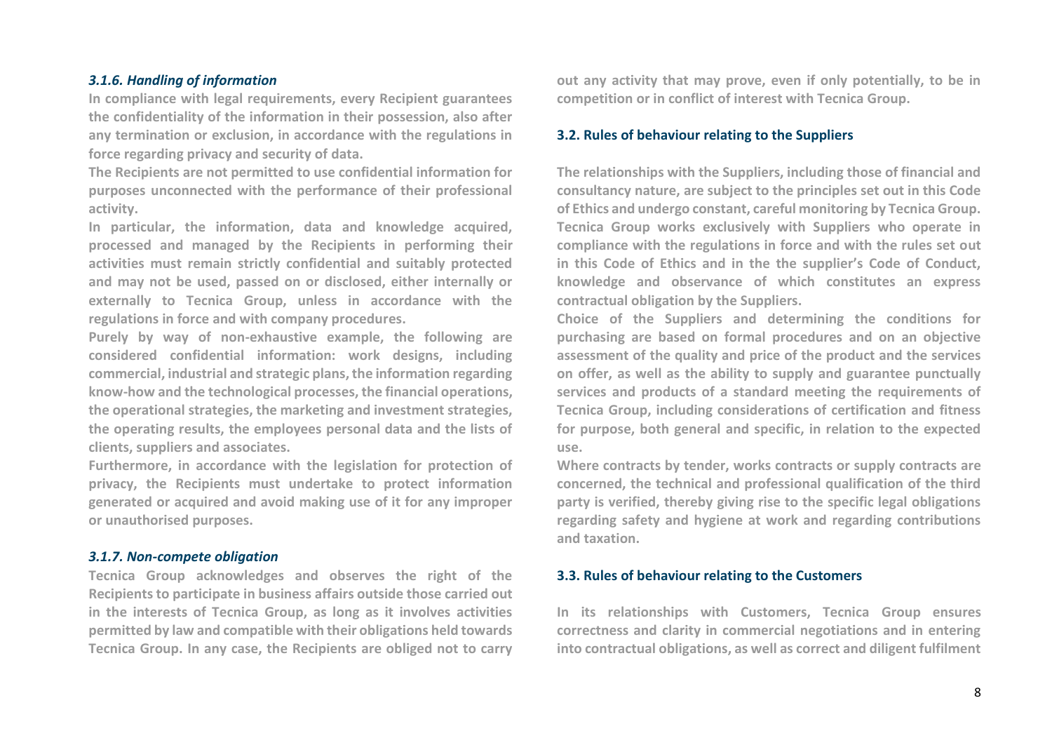#### *3.1.6. Handling of information*

**In compliance with legal requirements, every Recipient guarantees the confidentiality of the information in their possession, also after any termination or exclusion, in accordance with the regulations in force regarding privacy and security of data.**

**The Recipients are not permitted to use confidential information for purposes unconnected with the performance of their professional activity.**

**In particular, the information, data and knowledge acquired, processed and managed by the Recipients in performing their activities must remain strictly confidential and suitably protected and may not be used, passed on or disclosed, either internally or externally to Tecnica Group, unless in accordance with the regulations in force and with company procedures.**

**Purely by way of non-exhaustive example, the following are considered confidential information: work designs, including commercial, industrial and strategic plans, the information regarding know-how and the technological processes, the financial operations, the operational strategies, the marketing and investment strategies, the operating results, the employees personal data and the lists of clients, suppliers and associates.**

**Furthermore, in accordance with the legislation for protection of privacy, the Recipients must undertake to protect information generated or acquired and avoid making use of it for any improper or unauthorised purposes.**

#### *3.1.7. Non-compete obligation*

**Tecnica Group acknowledges and observes the right of the Recipients to participate in business affairs outside those carried out in the interests of Tecnica Group, as long as it involves activities permitted by law and compatible with their obligations held towards Tecnica Group. In any case, the Recipients are obliged not to carry out any activity that may prove, even if only potentially, to be in competition or in conflict of interest with Tecnica Group.**

### 3.2. Rules of behaviour relating to the Suppliers

**The relationships with the Suppliers, including those of financial and consultancy nature, are subject to the principles set out in this Code of Ethics and undergo constant, careful monitoring by Tecnica Group. Tecnica Group works exclusively with Suppliers who operate in compliance with the regulations in force and with the rules set out in this Code of Ethics and in the the supplier's Code of Conduct, knowledge and observance of which constitutes an express contractual obligation by the Suppliers.**

**Choice of the Suppliers and determining the conditions for purchasing are based on formal procedures and on an objective assessment of the quality and price of the product and the services on offer, as well as the ability to supply and guarantee punctually services and products of a standard meeting the requirements of Tecnica Group, including considerations of certification and fitness for purpose, both general and specific, in relation to the expected use.**

**Where contracts by tender, works contracts or supply contracts are concerned, the technical and professional qualification of the third party is verified, thereby giving rise to the specific legal obligations regarding safety and hygiene at work and regarding contributions and taxation.**

### 3.3. Rules of behaviour relating to the Customers

**In its relationships with Customers, Tecnica Group ensures correctness and clarity in commercial negotiations and in entering into contractual obligations, as well as correct and diligent fulfilment**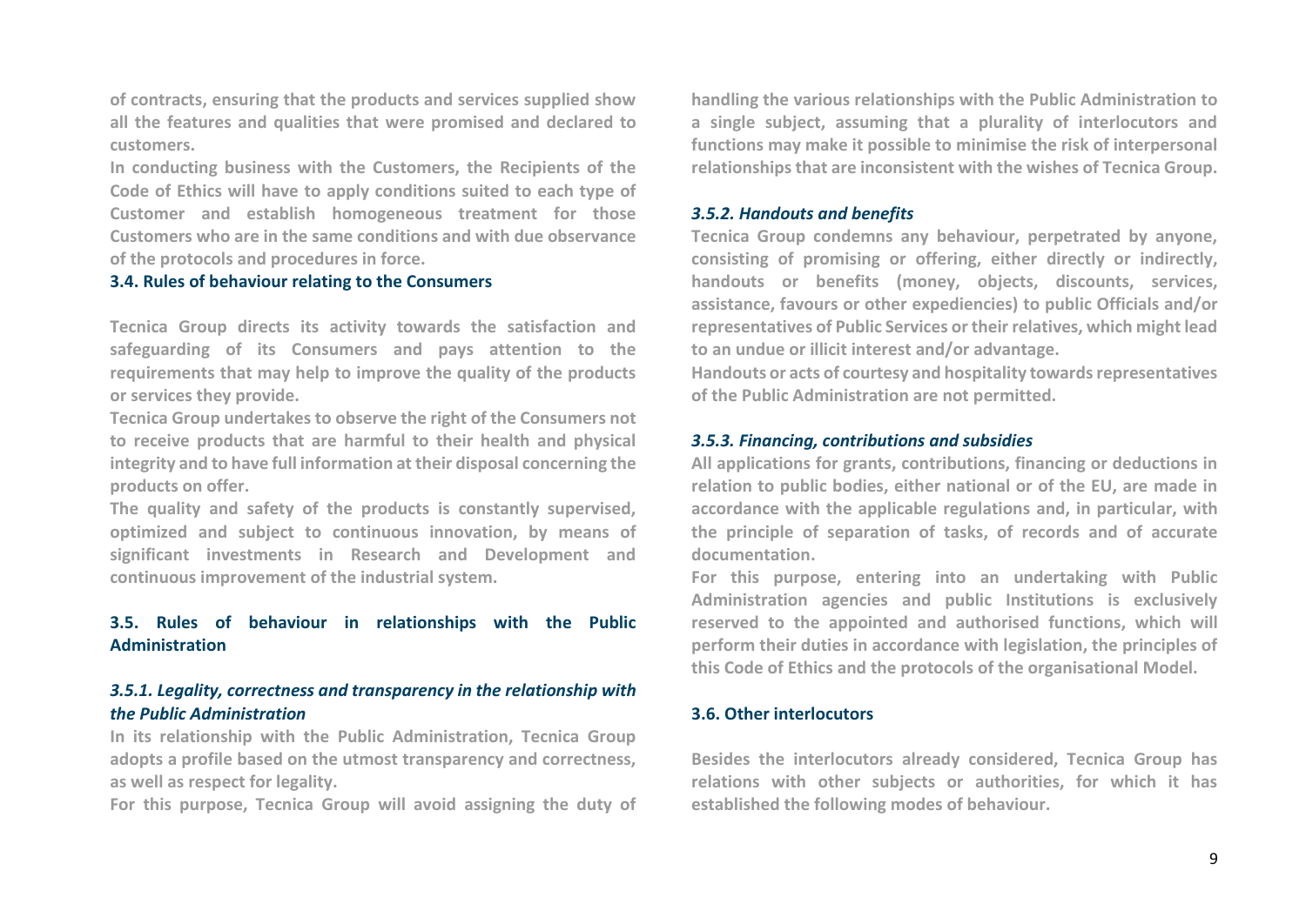of contracts, ensuring that the products and services supplied show all the features and qualities that were promised and declared to customers.

In conducting business with the Customers, the Recipients of the Code of Ethics will have to apply conditions suited to each type of Customer and establish homogeneous treatment for those Customers who are in the same conditions and with due observance of the protocols and procedures in force.

## 3.4. Rules of behaviour relating to the Consumers

Tecnica Group directs its activity towards the satisfaction and safeguarding of its Consumers and pays attention to the requirements that may help to improve the quality of the products or services they provide.

Tecnica Group undertakes to observe the right of the Consumers not to receive products that are harmful to their health and physical integrity and to have full information at their disposal concerning the products on offer.

The quality and safety of the products is constantly supervised, optimized and subject to continuous innovation, by means of significant investments in Research and Development and continuous improvement of the industrial system.

## 3.5. Rules of behaviour in relationships with the Public Administration

### *3.5.1. Legality, correctness and transparency in the relationship with the Public Administration*

In its relationship with the Public Administration, Tecnica Group adopts a profile based on the utmost transparency and correctness, as well as respect for legality.

For this purpose, Tecnica Group will avoid assigning the duty of handling the various relationships with the Public Administration to a single subject, assuming that a plurality of interlocutors and functions may make it possible to minimise the risk of interpersonal relationships that are inconsistent with the wishes of Tecnica Group.

### *3.5.2. Handouts and benefits*

Tecnica Group condemns any behaviour, perpetrated by anyone, consisting of promising or offering, either directly or indirectly, handouts or benefits (money, objects, discounts, services, assistance, favours or other expediencies) to public Officials and/or representatives of Public Services or their relatives, which might lead to an undue or illicit interest and/or advantage.

Handouts or acts of courtesy and hospitality towards representatives of the Public Administration are not permitted.

### *3.5.3. Financing, contributions and subsidies*

All applications for grants, contributions, financing or deductions in relation to public bodies, either national or of the EU, are made in accordance with the applicable regulations and, in particular, with the principle of separation of tasks, of records and of accurate documentation.

For this purpose, entering into an undertaking with Public Administration agencies and public Institutions is exclusively reserved to the appointed and authorised functions, which will perform their duties in accordance with legislation, the principles of this Code of Ethics and the protocols of the organisational Model.

## 3.6. Other interlocutors

Besides the interlocutors already considered, Tecnica Group has relations with other subjects or authorities, for which it has established the following modes of behaviour.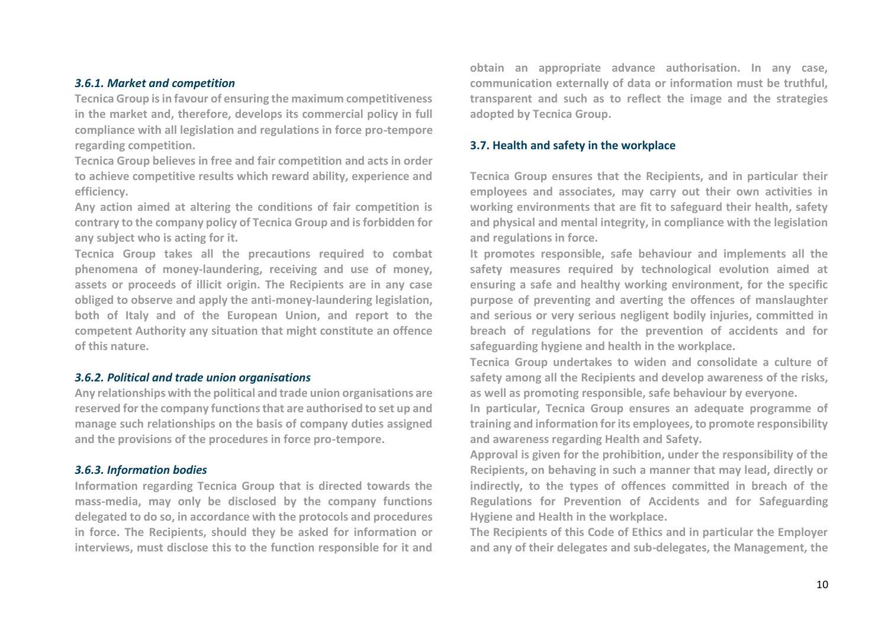#### *3.6.1. Market and competition*

**Tecnica Group is in favour of ensuring the maximum competitiveness in the market and, therefore, develops its commercial policy in full compliance with all legislation and regulations in force pro-tempore regarding competition.**

**Tecnica Group believes in free and fair competition and acts in order to achieve competitive results which reward ability, experience and efficiency.**

**Any action aimed at altering the conditions of fair competition is contrary to the company policy of Tecnica Group and is forbidden for any subject who is acting for it.**

**Tecnica Group takes all the precautions required to combat phenomena of money-laundering, receiving and use of money, assets or proceeds of illicit origin. The Recipients are in any case obliged to observe and apply the anti-money-laundering legislation, both of Italy and of the European Union, and report to the competent Authority any situation that might constitute an offence of this nature.**

#### *3.6.2. Political and trade union organisations*

**Any relationships with the political and trade union organisations are reserved for the company functions that are authorised to set up and manage such relationships on the basis of company duties assigned and the provisions of the procedures in force pro-tempore.**

#### *3.6.3. Information bodies*

**Information regarding Tecnica Group that is directed towards the mass-media, may only be disclosed by the company functions delegated to do so, in accordance with the protocols and procedures in force. The Recipients, should they be asked for information or interviews, must disclose this to the function responsible for it and obtain an appropriate advance authorisation. In any case, communication externally of data or information must be truthful, transparent and such as to reflect the image and the strategies adopted by Tecnica Group.**

### 3.7. Health and safety in the workplace

**Tecnica Group ensures that the Recipients, and in particular their employees and associates, may carry out their own activities in working environments that are fit to safeguard their health, safety and physical and mental integrity, in compliance with the legislation and regulations in force.**

**It promotes responsible, safe behaviour and implements all the safety measures required by technological evolution aimed at ensuring a safe and healthy working environment, for the specific purpose of preventing and averting the offences of manslaughter and serious or very serious negligent bodily injuries, committed in breach of regulations for the prevention of accidents and for safeguarding hygiene and health in the workplace.**

**Tecnica Group undertakes to widen and consolidate a culture of safety among all the Recipients and develop awareness of the risks, as well as promoting responsible, safe behaviour by everyone.**

**In particular, Tecnica Group ensures an adequate programme of training and information for its employees, to promote responsibility and awareness regarding Health and Safety.**

**Approval is given for the prohibition, under the responsibility of the Recipients, on behaving in such a manner that may lead, directly or indirectly, to the types of offences committed in breach of the Regulations for Prevention of Accidents and for Safeguarding Hygiene and Health in the workplace.**

**The Recipients of this Code of Ethics and in particular the Employer and any of their delegates and sub-delegates, the Management, the**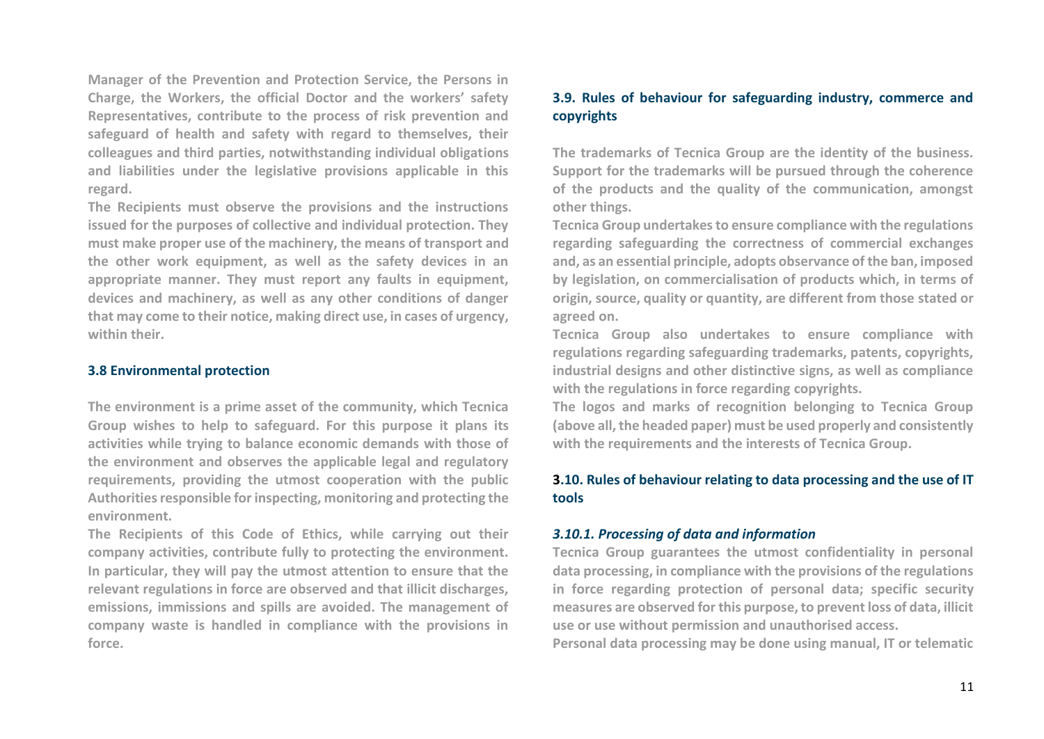Manager of the Prevention and Protection Service, the Persons in Charge, the Workers, the official Doctor and the workers' safety Representatives, contribute to the process of risk prevention and safeguard of health and safety with regard to themselves, their colleagues and third parties, notwithstanding individual obligations and liabilities under the legislative provisions applicable in this regard.

The Recipients must observe the provisions and the instructions issued for the purposes of collective and individual protection. They must make proper use of the machinery, the means of transport and the other work equipment, as well as the safety devices in an appropriate manner. They must report any faults in equipment, devices and machinery, as well as any other conditions of danger that may come to their notice, making direct use, in cases of urgency, within their.

### 3.8 Environmental protection

The environment is a prime asset of the community, which Tecnica Group wishes to help to safeguard. For this purpose it plans its activities while trying to balance economic demands with those of the environment and observes the applicable legal and regulatory requirements, providing the utmost cooperation with the public Authorities responsible for inspecting, monitoring and protecting the environment.

The Recipients of this Code of Ethics, while carrying out their company activities, contribute fully to protecting the environment. In particular, they will pay the utmost attention to ensure that the relevant regulations in force are observed and that illicit discharges, emissions, immissions and spills are avoided. The management of company waste is handled in compliance with the provisions in force.

### 3.9. Rules of behaviour for safeguarding industry, commerce and copyrights

The trademarks of Tecnica Group are the identity of the business. Support for the trademarks will be pursued through the coherence of the products and the quality of the communication, amongst other things.

Tecnica Group undertakes to ensure compliance with the regulations regarding safeguarding the correctness of commercial exchanges and, as an essential principle, adopts observance of the ban, imposed by legislation, on commercialisation of products which, in terms of origin, source, quality or quantity, are different from those stated or agreed on.

Tecnica Group also undertakes to ensure compliance with regulations regarding safeguarding trademarks, patents, copyrights, industrial designs and other distinctive signs, as well as compliance with the regulations in force regarding copyrights.

The logos and marks of recognition belonging to Tecnica Group (above all, the headed paper) must be used properly and consistently with the requirements and the interests of Tecnica Group.

### 3.10. Rules of behaviour relating to data processing and the use of IT tools

#### *3.10.1. Processing of data and information*

Tecnica Group guarantees the utmost confidentiality in personal data processing, in compliance with the provisions of the regulations in force regarding protection of personal data; specific security measures are observed for this purpose, to prevent loss of data, illicit use or use without permission and unauthorised access.

Personal data processing may be done using manual, IT or telematic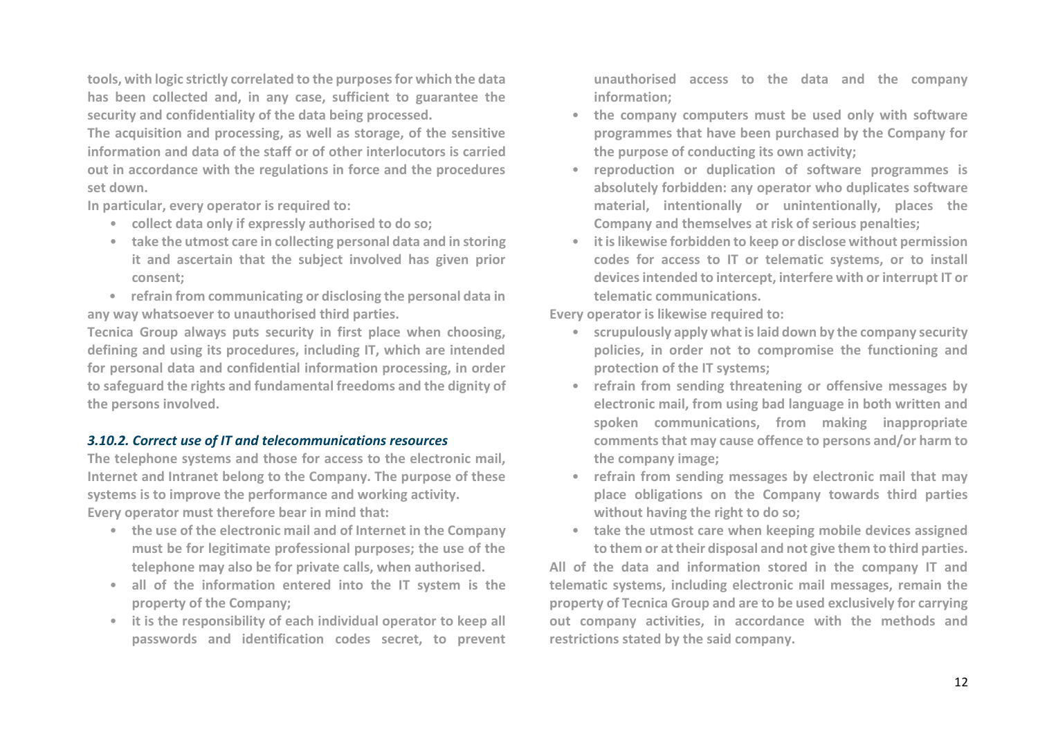**tools, with logic strictly correlated to the purposes for which the data has been collected and, in any case, sufficient to guarantee the security and confidentiality of the data being processed.**

**The acquisition and processing, as well as storage, of the sensitive information and data of the staff or of other interlocutors is carried out in accordance with the regulations in force and the procedures set down.**

**In particular, every operator is required to:**

- **collect data only if expressly authorised to do so;**
- **take the utmost care in collecting personal data and in storing it and ascertain that the subject involved has given prior consent;**
- **refrain from communicating or disclosing the personal data in any way whatsoever to unauthorised third parties.**

**Tecnica Group always puts security in first place when choosing, defining and using its procedures, including IT, which are intended for personal data and confidential information processing, in order to safeguard the rights and fundamental freedoms and the dignity of the persons involved.**

### *3.10.2. Correct use of IT and telecommunications resources*

**The telephone systems and those for access to the electronic mail, Internet and Intranet belong to the Company. The purpose of these systems is to improve the performance and working activity.**

**Every operator must therefore bear in mind that:**

- **the use of the electronic mail and of Internet in the Company must be for legitimate professional purposes; the use of the telephone may also be for private calls, when authorised.**
- **all of the information entered into the IT system is the property of the Company;**
- **it is the responsibility of each individual operator to keep all passwords and identification codes secret, to prevent unauthorised access to the data and the company information;**
- **the company computers must be used only with software programmes that have been purchased by the Company for the purpose of conducting its own activity;**
- **reproduction or duplication of software programmes is absolutely forbidden: any operator who duplicates software material, intentionally or unintentionally, places the Company and themselves at risk of serious penalties;**
- **it is likewise forbidden to keep or disclose without permission codes for access to IT or telematic systems, or to install devices intended to intercept, interfere with or interrupt IT or telematic communications.**

**Every operator is likewise required to:**

- **scrupulously apply what is laid down by the company security policies, in order not to compromise the functioning and protection of the IT systems;**
- **refrain from sending threatening or offensive messages by electronic mail, from using bad language in both written and spoken communications, from making inappropriate comments that may cause offence to persons and/or harm to the company image;**
- **refrain from sending messages by electronic mail that may place obligations on the Company towards third parties without having the right to do so;**
- **take the utmost care when keeping mobile devices assigned to them or at their disposal and not give them to third parties.**

**All of the data and information stored in the company IT and telematic systems, including electronic mail messages, remain the property of Tecnica Group and are to be used exclusively for carrying out company activities, in accordance with the methods and restrictions stated by the said company.**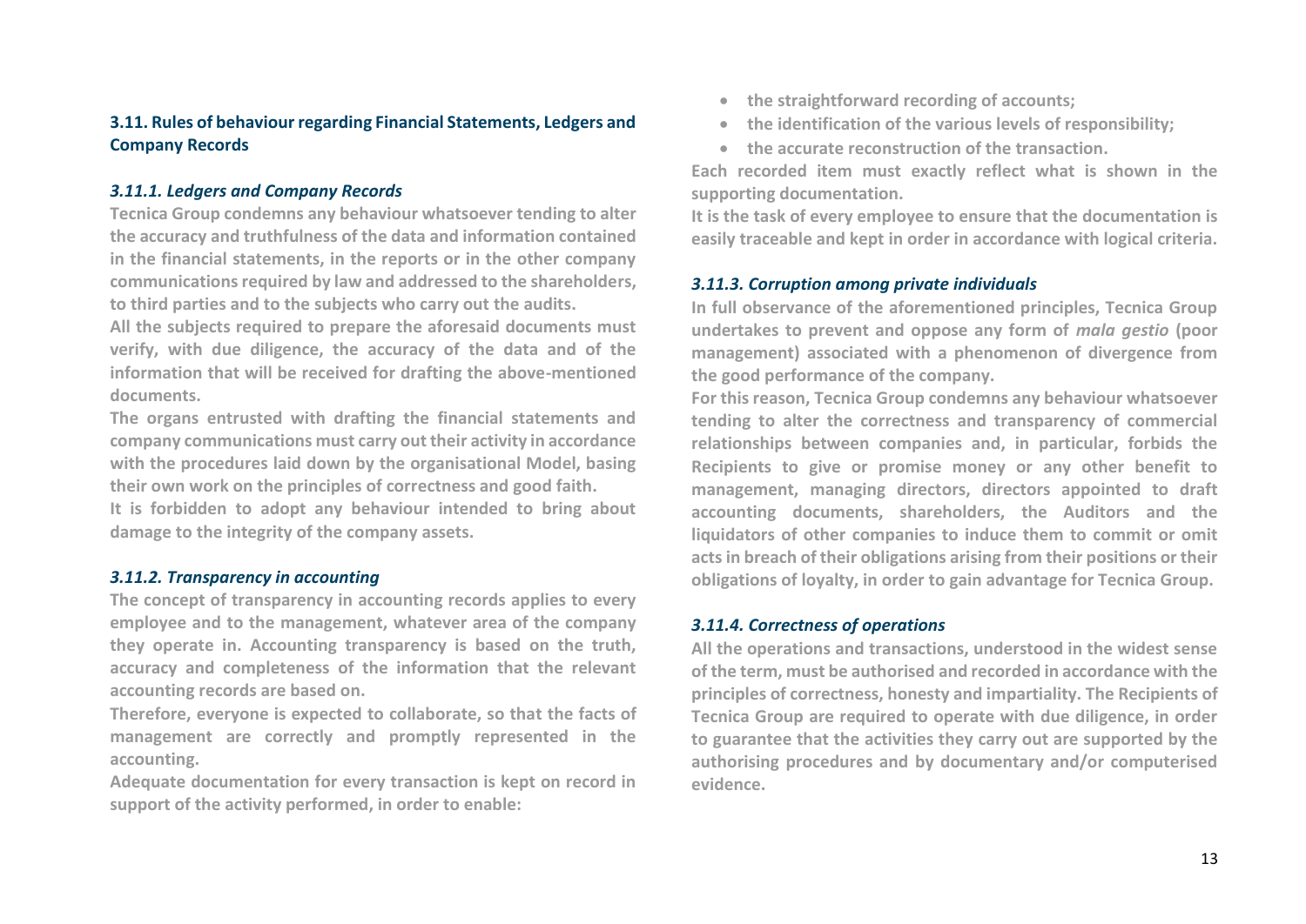### 3.11. Rules of behaviour regarding Financial Statements, Ledgers and Company Records

#### *3.11.1. Ledgers and Company Records*

Tecnica Group condemns any behaviour whatsoever tending to alter the accuracy and truthfulness of the data and information contained in the financial statements, in the reports or in the other company communications required by law and addressed to the shareholders, to third parties and to the subjects who carry out the audits.

All the subjects required to prepare the aforesaid documents must verify, with due diligence, the accuracy of the data and of the information that will be received for drafting the above-mentioned documents.

The organs entrusted with drafting the financial statements and company communications must carry out their activity in accordance with the procedures laid down by the organisational Model, basing their own work on the principles of correctness and good faith.

It is forbidden to adopt any behaviour intended to bring about damage to the integrity of the company assets.

#### *3.11.2. Transparency in accounting*

The concept of transparency in accounting records applies to every employee and to the management, whatever area of the company they operate in. Accounting transparency is based on the truth, accuracy and completeness of the information that the relevant accounting records are based on.

Therefore, everyone is expected to collaborate, so that the facts of management are correctly and promptly represented in the accounting.

Adequate documentation for every transaction is kept on record in support of the activity performed, in order to enable:

- the straightforward recording of accounts;
- the identification of the various levels of responsibility;
- the accurate reconstruction of the transaction.

Each recorded item must exactly reflect what is shown in the supporting documentation.

It is the task of every employee to ensure that the documentation is easily traceable and kept in order in accordance with logical criteria.

#### *3.11.3. Corruption among private individuals*

In full observance of the aforementioned principles, Tecnica Group undertakes to prevent and oppose any form of *mala gestio* (poor management) associated with a phenomenon of divergence from the good performance of the company.

For this reason, Tecnica Group condemns any behaviour whatsoever tending to alter the correctness and transparency of commercial relationships between companies and, in particular, forbids the Recipients to give or promise money or any other benefit to management, managing directors, directors appointed to draft accounting documents, shareholders, the Auditors and the liquidators of other companies to induce them to commit or omit acts in breach of their obligations arising from their positions or their obligations of loyalty, in order to gain advantage for Tecnica Group.

#### *3.11.4. Correctness of operations*

All the operations and transactions, understood in the widest sense of the term, must be authorised and recorded in accordance with the principles of correctness, honesty and impartiality. The Recipients of Tecnica Group are required to operate with due diligence, in order to guarantee that the activities they carry out are supported by the authorising procedures and by documentary and/or computerised evidence.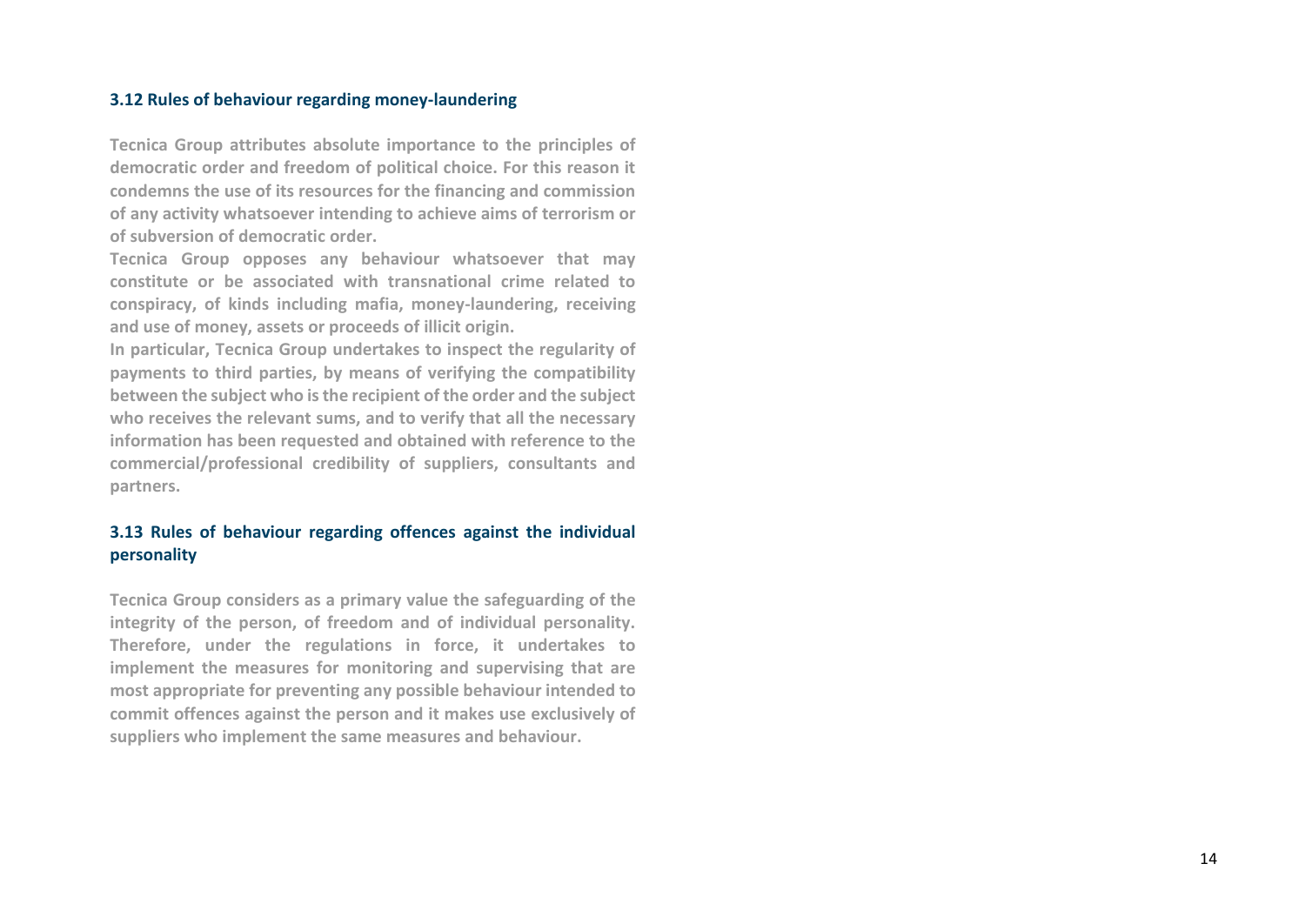### 3.12 Rules of behaviour regarding money-laundering

**Tecnica Group attributes absolute importance to the principles of democratic order and freedom of political choice. For this reason it condemns the use of its resources for the financing and commission of any activity whatsoever intending to achieve aims of terrorism or of subversion of democratic order.**

**Tecnica Group opposes any behaviour whatsoever that may constitute or be associated with transnational crime related to conspiracy, of kinds including mafia, money-laundering, receiving and use of money, assets or proceeds of illicit origin.**

**In particular, Tecnica Group undertakes to inspect the regularity of payments to third parties, by means of verifying the compatibility between the subject who is the recipient of the order and the subject who receives the relevant sums, and to verify that all the necessary information has been requested and obtained with reference to the commercial/professional credibility of suppliers, consultants and partners.**

### 3.13 Rules of behaviour regarding offences against the individual personality

**Tecnica Group considers as a primary value the safeguarding of the integrity of the person, of freedom and of individual personality. Therefore, under the regulations in force, it undertakes to implement the measures for monitoring and supervising that are most appropriate for preventing any possible behaviour intended to commit offences against the person and it makes use exclusively of suppliers who implement the same measures and behaviour.**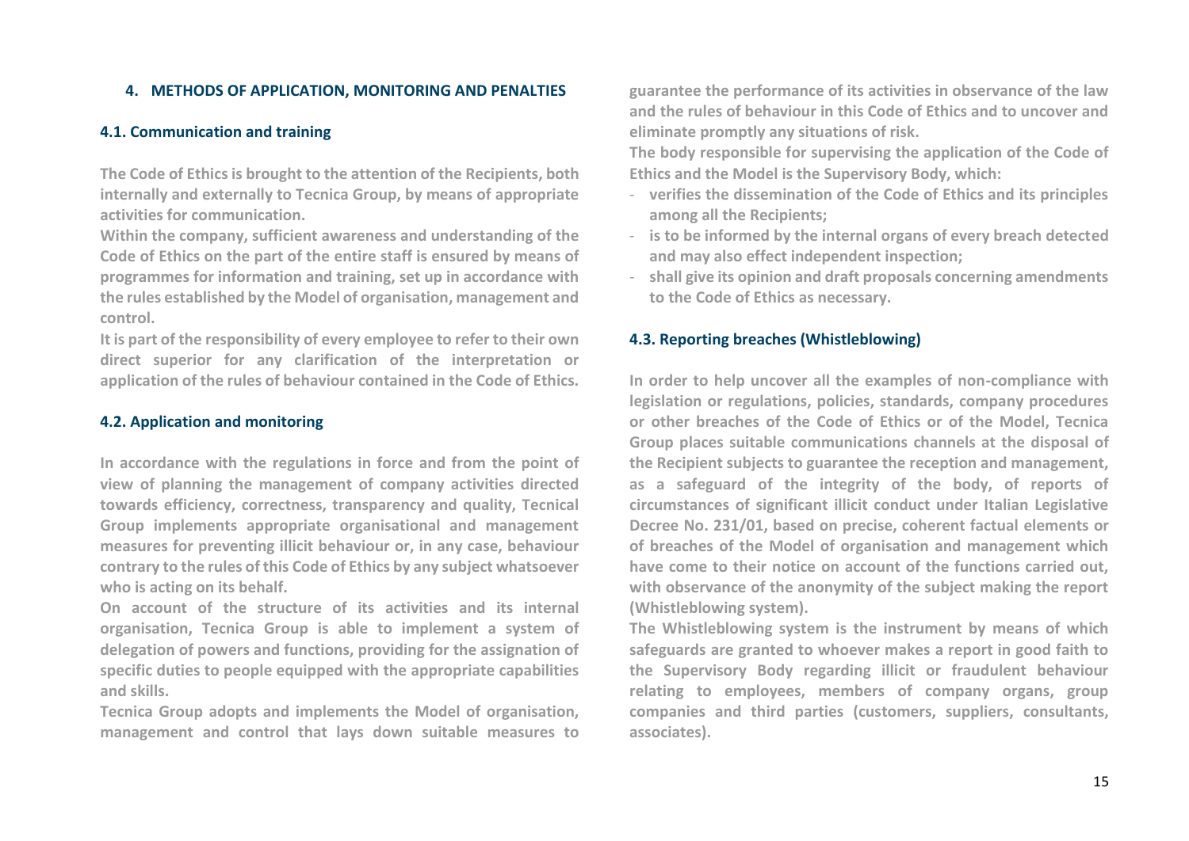## 4. METHODS OF APPLICATION, MONITORING AND PENALTIES

### 4.1. Communication and training

**The Code of Ethics is brought to the attention of the Recipients, both internally and externally to Tecnica Group, by means of appropriate activities for communication.**

**Within the company, sufficient awareness and understanding of the Code of Ethics on the part of the entire staff is ensured by means of programmes for information and training, set up in accordance with the rules established by the Model of organisation, management and control.**

**It is part of the responsibility of every employee to refer to their own direct superior for any clarification of the interpretation or application of the rules of behaviour contained in the Code of Ethics.**

### 4.2. Application and monitoring

**In accordance with the regulations in force and from the point of view of planning the management of company activities directed towards efficiency, correctness, transparency and quality, Tecnical Group implements appropriate organisational and management measures for preventing illicit behaviour or, in any case, behaviour contrary to the rules of this Code of Ethics by any subject whatsoever who is acting on its behalf.**

**On account of the structure of its activities and its internal organisation, Tecnica Group is able to implement a system of delegation of powers and functions, providing for the assignation of specific duties to people equipped with the appropriate capabilities and skills.**

**Tecnica Group adopts and implements the Model of organisation, management and control that lays down suitable measures to guarantee the performance of its activities in observance of the law and the rules of behaviour in this Code of Ethics and to uncover and eliminate promptly any situations of risk.**

**The body responsible for supervising the application of the Code of Ethics and the Model is the Supervisory Body, which:**

- **verifies the dissemination of the Code of Ethics and its principles among all the Recipients;**
- **is to be informed by the internal organs of every breach detected and may also effect independent inspection;**
- **shall give its opinion and draft proposals concerning amendments to the Code of Ethics as necessary.**

### 4.3. Reporting breaches (Whistleblowing)

**In order to help uncover all the examples of non-compliance with legislation or regulations, policies, standards, company procedures or other breaches of the Code of Ethics or of the Model, Tecnica Group places suitable communications channels at the disposal of the Recipient subjects to guarantee the reception and management, as a safeguard of the integrity of the body, of reports of circumstances of significant illicit conduct under Italian Legislative Decree No. 231/01, based on precise, coherent factual elements or of breaches of the Model of organisation and management which have come to their notice on account of the functions carried out, with observance of the anonymity of the subject making the report (Whistleblowing system).**

**The Whistleblowing system is the instrument by means of which safeguards are granted to whoever makes a report in good faith to the Supervisory Body regarding illicit or fraudulent behaviour relating to employees, members of company organs, group companies and third parties (customers, suppliers, consultants, associates).**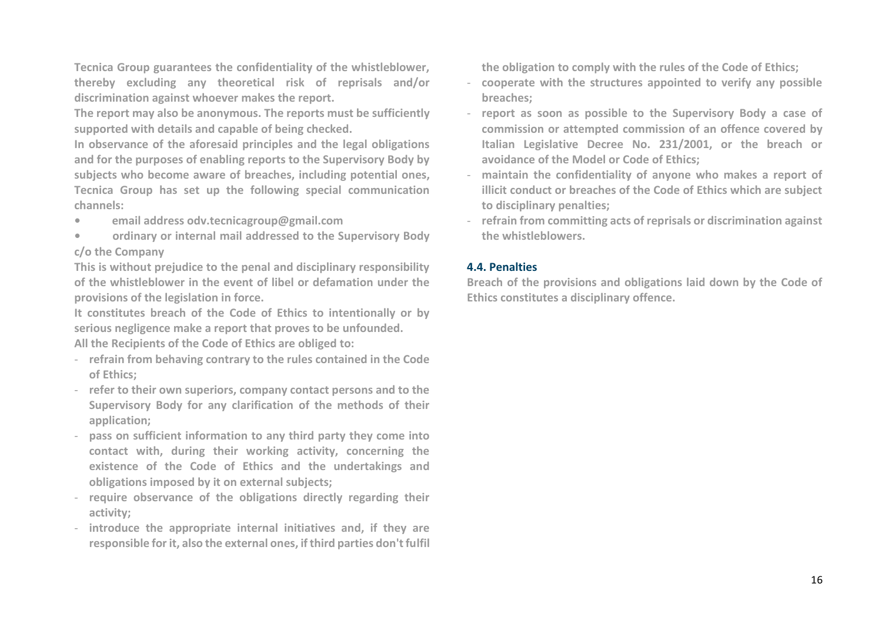**Tecnica Group guarantees the confidentiality of the whistleblower, thereby excluding any theoretical risk of reprisals and/or discrimination against whoever makes the report.**

**The report may also be anonymous. The reports must be sufficiently supported with details and capable of being checked.**

**In observance of the aforesaid principles and the legal obligations and for the purposes of enabling reports to the Supervisory Body by subjects who become aware of breaches, including potential ones, Tecnica Group has set up the following special communication channels:**

- **email address odv.tecnicagroup@gmail.com**
- **ordinary or internal mail addressed to the Supervisory Body c/o the Company**

**This is without prejudice to the penal and disciplinary responsibility of the whistleblower in the event of libel or defamation under the provisions of the legislation in force.**

**It constitutes breach of the Code of Ethics to intentionally or by serious negligence make a report that proves to be unfounded.**

**All the Recipients of the Code of Ethics are obliged to:**

- **refrain from behaving contrary to the rules contained in the Code of Ethics;**
- **refer to their own superiors, company contact persons and to the Supervisory Body for any clarification of the methods of their application;**
- **pass on sufficient information to any third party they come into contact with, during their working activity, concerning the existence of the Code of Ethics and the undertakings and obligations imposed by it on external subjects;**
- **require observance of the obligations directly regarding their activity;**
- **introduce the appropriate internal initiatives and, if they are responsible for it, also the external ones, if third parties don't fulfil the obligation to comply with the rules of the Code of Ethics;**
- **cooperate with the structures appointed to verify any possible breaches;**
- **report as soon as possible to the Supervisory Body a case of commission or attempted commission of an offence covered by Italian Legislative Decree No. 231/2001, or the breach or avoidance of the Model or Code of Ethics;**
- **maintain the confidentiality of anyone who makes a report of illicit conduct or breaches of the Code of Ethics which are subject to disciplinary penalties;**
- **refrain from committing acts of reprisals or discrimination against the whistleblowers.**

### 4.4. Penalties

**Breach of the provisions and obligations laid down by the Code of Ethics constitutes a disciplinary offence.**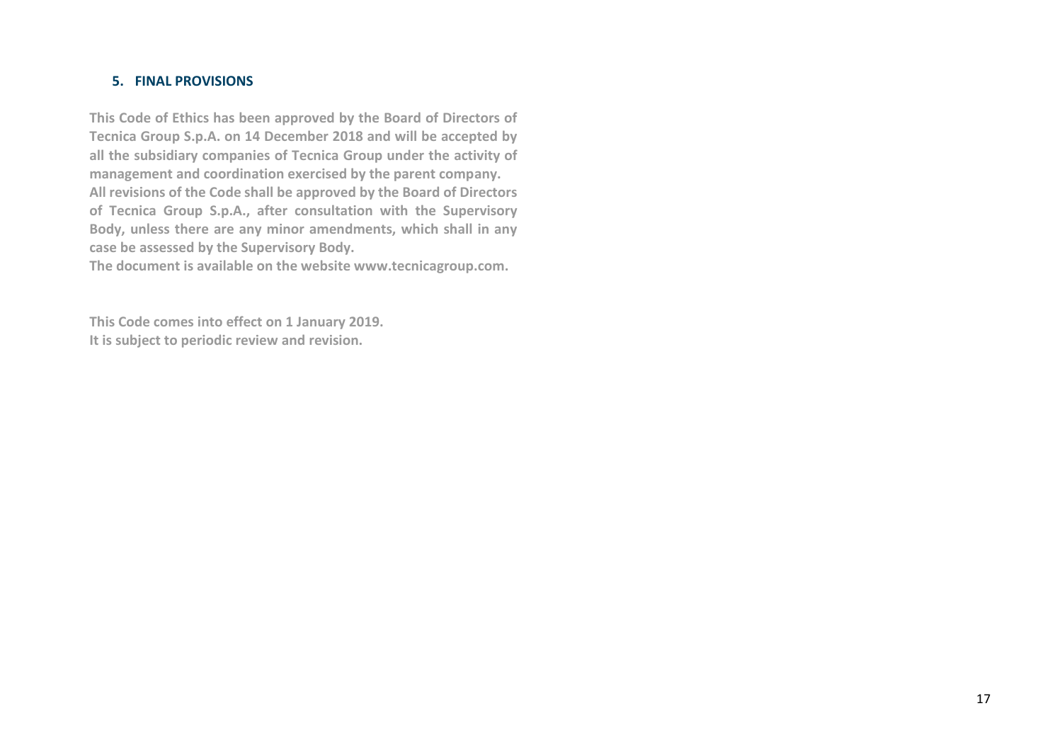## 5. FINAL PROVISIONS

**This Code of Ethics has been approved by the Board of Directors of Tecnica Group S.p.A. on 14 December 2018 and will be accepted by all the subsidiary companies of Tecnica Group under the activity of management and coordination exercised by the parent company.**
**All revisions of the Code shall be approved by the Board of Directors of Tecnica Group S.p.A., after consultation with the Supervisory Body, unless there are any minor amendments, which shall in any case be assessed by the Supervisory Body.**
**The document is available on the website www.tecnicagroup.com.**

**This Code comes into effect on 1 January 2019.**
**It is subject to periodic review and revision.**